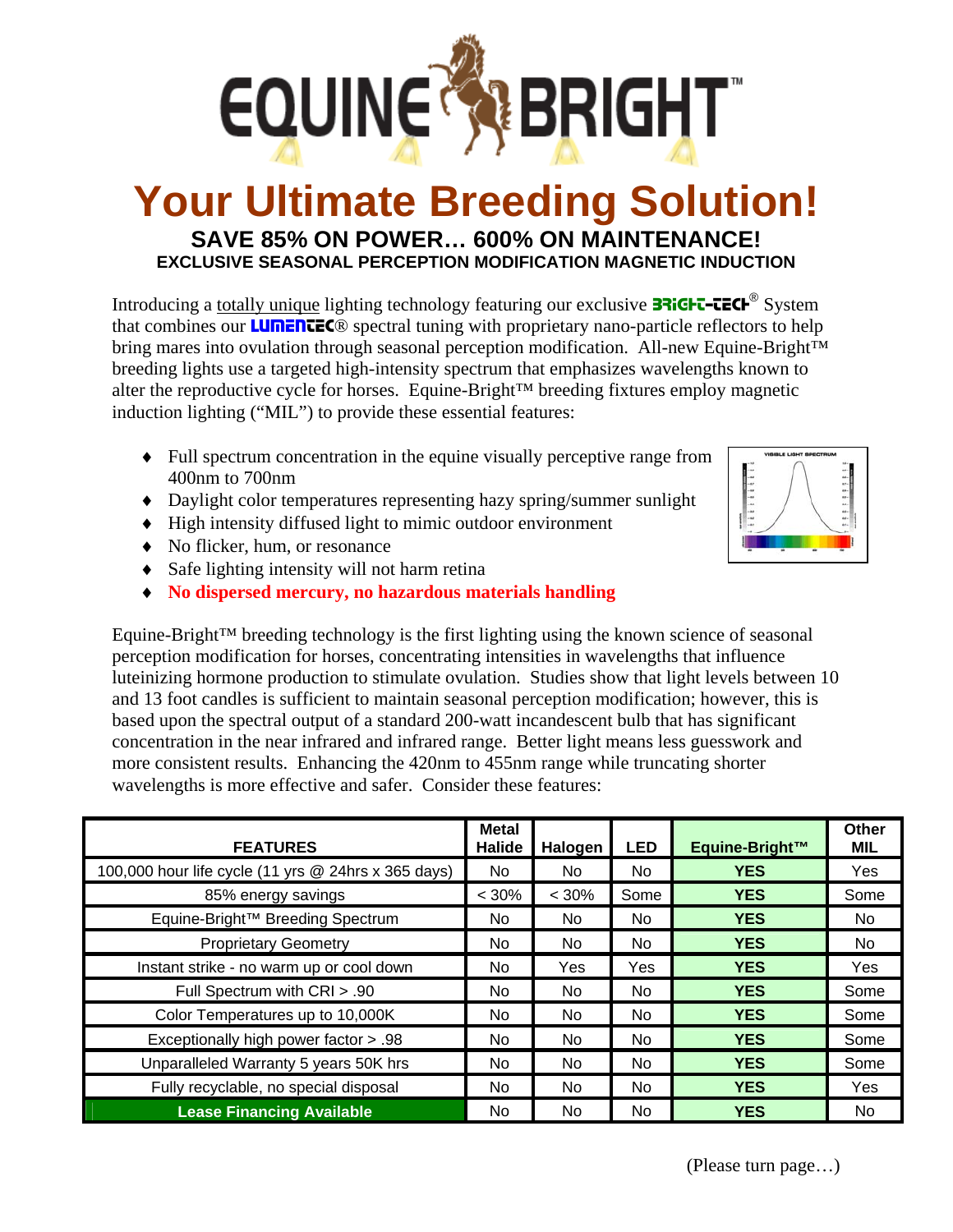# EQUINE BRIGHT™

# Your Ultimate Breeding Solution!

## SAVE 85% ON POWER… 600% ON MAINTENANCE!

### EXCLUSIVE SEASONAL PERCEPTION MODIFICATION MAGNETIC INDUCTION

Introducing a totally unique lighting technology featuring our exclusive BRIGHT-TECH® System that combines our LUMENTEC® spectral tuning with proprietary nano-particle reflectors to help bring mares into ovulation through seasonal perception modification. All-new Equine-Bright™ breeding lights use a targeted high-intensity spectrum that emphasizes wavelengths known to alter the reproductive cycle for horses. Equine-Bright™ breeding fixtures employ magnetic induction lighting ("MIL") to provide these essential features:

- Full spectrum concentration in the equine visually perceptive range from 400nm to 700nm
- Daylight color temperatures representing hazy spring/summer sunlight
- High intensity diffused light to mimic outdoor environment
- No flicker, hum, or resonance
- Safe lighting intensity will not harm retina
- **No dispersed mercury, no hazardous materials handling**

Equine-Bright™ breeding technology is the first lighting using the known science of seasonal perception modification for horses, concentrating intensities in wavelengths that influence luteinizing hormone production to stimulate ovulation. Studies show that light levels between 10 and 13 foot candles is sufficient to maintain seasonal perception modification; however, this is based upon the spectral output of a standard 200-watt incandescent bulb that has significant concentration in the near infrared and infrared range. Better light means less guesswork and more consistent results. Enhancing the 420nm to 455nm range while truncating shorter wavelengths is more effective and safer. Consider these features:

| FEATURES | Metal Halide | Halogen | LED | Equine-Bright™ | Other MIL |
|---|---|---|---|---|---|
| 100,000 hour life cycle (11 yrs @ 24hrs x 365 days) | No | No | No | **YES** | Yes |
| 85% energy savings | < 30% | < 30% | Some | **YES** | Some |
| Equine-Bright™ Breeding Spectrum | No | No | No | **YES** | No |
| Proprietary Geometry | No | No | No | **YES** | No |
| Instant strike - no warm up or cool down | No | Yes | Yes | **YES** | Yes |
| Full Spectrum with CRI > .90 | No | No | No | **YES** | Some |
| Color Temperatures up to 10,000K | No | No | No | **YES** | Some |
| Exceptionally high power factor > .98 | No | No | No | **YES** | Some |
| Unparalleled Warranty 5 years 50K hrs | No | No | No | **YES** | Some |
| Fully recyclable, no special disposal | No | No | No | **YES** | Yes |
| **Lease Financing Available** | No | No | No | **YES** | No |

(Please turn page…)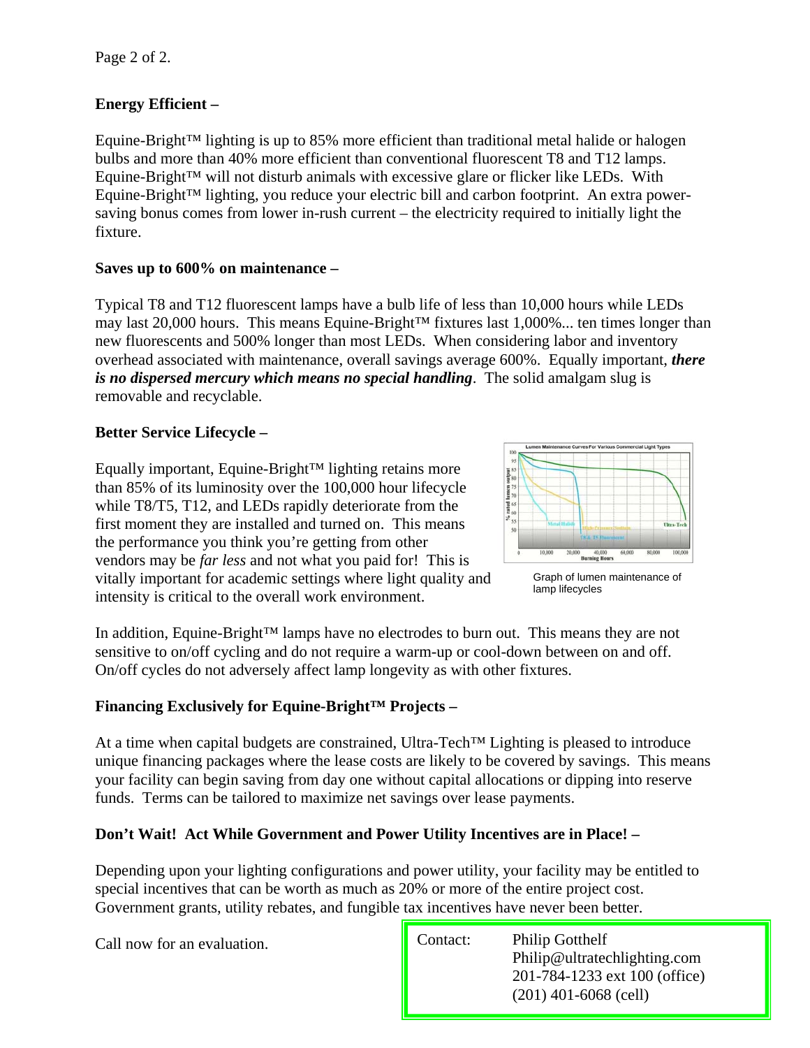**Energy Efficient –**

Equine-Bright™ lighting is up to 85% more efficient than traditional metal halide or halogen bulbs and more than 40% more efficient than conventional fluorescent T8 and T12 lamps. Equine-Bright™ will not disturb animals with excessive glare or flicker like LEDs. With Equine-Bright™ lighting, you reduce your electric bill and carbon footprint. An extra power-saving bonus comes from lower in-rush current – the electricity required to initially light the fixture.

**Saves up to 600% on maintenance –**

Typical T8 and T12 fluorescent lamps have a bulb life of less than 10,000 hours while LEDs may last 20,000 hours. This means Equine-Bright™ fixtures last 1,000%... ten times longer than new fluorescents and 500% longer than most LEDs. When considering labor and inventory overhead associated with maintenance, overall savings average 600%. Equally important, ***there is no dispersed mercury which means no special handling***. The solid amalgam slug is removable and recyclable.

**Better Service Lifecycle –**

Equally important, Equine-Bright™ lighting retains more than 85% of its luminosity over the 100,000 hour lifecycle while T8/T5, T12, and LEDs rapidly deteriorate from the first moment they are installed and turned on. This means the performance you think you're getting from other vendors may be *far less* and not what you paid for! This is vitally important for academic settings where light quality and intensity is critical to the overall work environment.

Lumen Maintenance Curves For Various Commercial Light Types

% rated lumen output

100
95
85
80
75
70
65
60
55
50

Metal Halide
High Pressure Sodium
T8 & T5 Fluorescent
Ultra-Tech

0
10,000
20,000
40,000
60,000
80,000
100,000

Burning Hours

Graph of lumen maintenance of lamp lifecycles

In addition, Equine-Bright™ lamps have no electrodes to burn out. This means they are not sensitive to on/off cycling and do not require a warm-up or cool-down between on and off. On/off cycles do not adversely affect lamp longevity as with other fixtures.

**Financing Exclusively for Equine-Bright™ Projects –**

At a time when capital budgets are constrained, Ultra-Tech™ Lighting is pleased to introduce unique financing packages where the lease costs are likely to be covered by savings. This means your facility can begin saving from day one without capital allocations or dipping into reserve funds. Terms can be tailored to maximize net savings over lease payments.

**Don't Wait! Act While Government and Power Utility Incentives are in Place! –**

Depending upon your lighting configurations and power utility, your facility may be entitled to special incentives that can be worth as much as 20% or more of the entire project cost. Government grants, utility rebates, and fungible tax incentives have never been better.

Call now for an evaluation.

| | |
|---|---|
| Contact: | Philip Gotthelf<br>Philip@ultratechlighting.com<br>201-784-1233 ext 100 (office)<br>(201) 401-6068 (cell) |